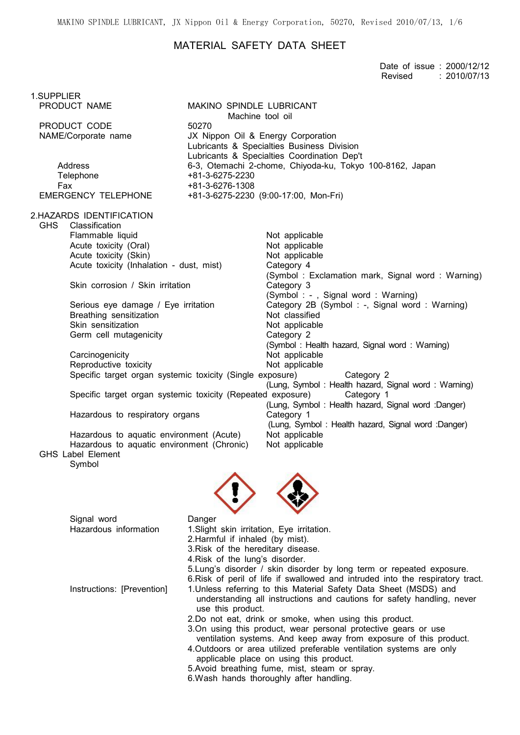# MATERIAL SAFETY DATA SHEET

Date of issue : 2000/12/12
Revised : 2010/07/13

## 1.SUPPLIER

| | |
|---|---|
| PRODUCT NAME | MAKINO SPINDLE LUBRICANT<br>Machine tool oil |
| PRODUCT CODE | 50270 |
| NAME/Corporate name | JX Nippon Oil & Energy Corporation<br>Lubricants & Specialties Business Division<br>Lubricants & Specialties Coordination Dep't |
| Address | 6-3, Otemachi 2-chome, Chiyoda-ku, Tokyo 100-8162, Japan |
| Telephone | +81-3-6275-2230 |
| Fax | +81-3-6276-1308 |
| EMERGENCY TELEPHONE | +81-3-6275-2230 (9:00-17:00, Mon-Fri) |

## 2.HAZARDS IDENTIFICATION

### GHS Classification

| | |
|---|---|
| Flammable liquid | Not applicable |
| Acute toxicity (Oral) | Not applicable |
| Acute toxicity (Skin) | Not applicable |
| Acute toxicity (Inhalation - dust, mist) | Category 4<br>(Symbol : Exclamation mark, Signal word : Warning) |
| Skin corrosion / Skin irritation | Category 3<br>(Symbol : - , Signal word : Warning) |
| Serious eye damage / Eye irritation | Category 2B (Symbol : -, Signal word : Warning) |
| Breathing sensitization | Not classified |
| Skin sensitization | Not applicable |
| Germ cell mutagenicity | Category 2<br>(Symbol : Health hazard, Signal word : Warning) |
| Carcinogenicity | Not applicable |
| Reproductive toxicity | Not applicable |
| Specific target organ systemic toxicity (Single exposure) | Category 2<br>(Lung, Symbol : Health hazard, Signal word : Warning) |
| Specific target organ systemic toxicity (Repeated exposure) | Category 1<br>(Lung, Symbol : Health hazard, Signal word :Danger) |
| Hazardous to respiratory organs | Category 1<br>(Lung, Symbol : Health hazard, Signal word :Danger) |
| Hazardous to aquatic environment (Acute) | Not applicable |
| Hazardous to aquatic environment (Chronic) | Not applicable |

### GHS Label Element

Symbol

Signal word: Danger

Hazardous information:

1. Slight skin irritation, Eye irritation.
2. Harmful if inhaled (by mist).
3. Risk of the hereditary disease.
4. Risk of the lung's disorder.
5. Lung's disorder / skin disorder by long term or repeated exposure.
6. Risk of peril of life if swallowed and intruded into the respiratory tract.

Instructions: [Prevention]

1. Unless referring to this Material Safety Data Sheet (MSDS) and understanding all instructions and cautions for safety handling, never use this product.
2. Do not eat, drink or smoke, when using this product.
3. On using this product, wear personal protective gears or use ventilation systems. And keep away from exposure of this product.
4. Outdoors or area utilized preferable ventilation systems are only applicable place on using this product.
5. Avoid breathing fume, mist, steam or spray.
6. Wash hands thoroughly after handling.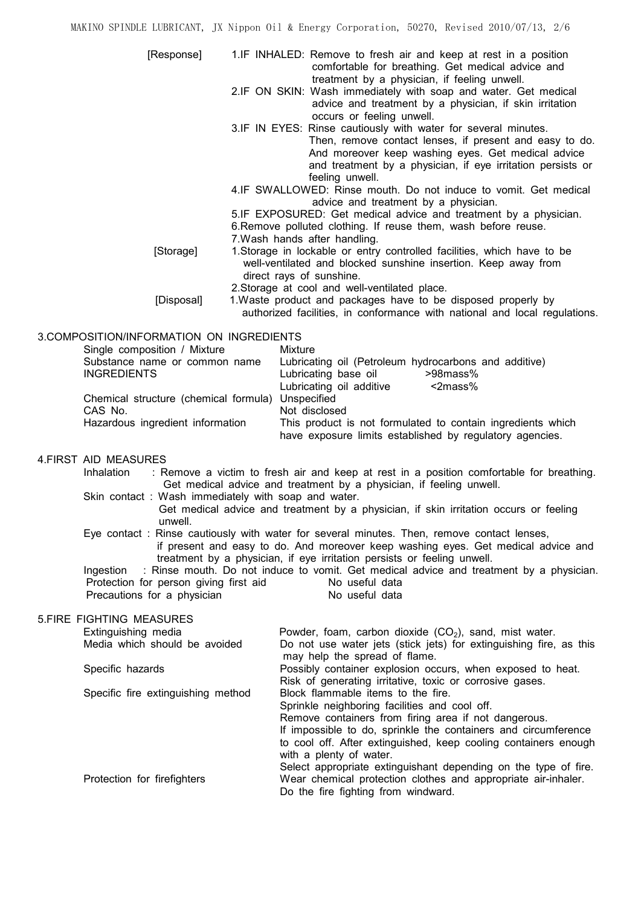[Response]

1. IF INHALED: Remove to fresh air and keep at rest in a position comfortable for breathing. Get medical advice and treatment by a physician, if feeling unwell.
2. IF ON SKIN: Wash immediately with soap and water. Get medical advice and treatment by a physician, if skin irritation occurs or feeling unwell.
3. IF IN EYES: Rinse cautiously with water for several minutes. Then, remove contact lenses, if present and easy to do. And moreover keep washing eyes. Get medical advice and treatment by a physician, if eye irritation persists or feeling unwell.
4. IF SWALLOWED: Rinse mouth. Do not induce to vomit. Get medical advice and treatment by a physician.
5. IF EXPOSURED: Get medical advice and treatment by a physician.
6. Remove polluted clothing. If reuse them, wash before reuse.
7. Wash hands after handling.

[Storage]

1. Storage in lockable or entry controlled facilities, which have to be well-ventilated and blocked sunshine insertion. Keep away from direct rays of sunshine.
2. Storage at cool and well-ventilated place.

[Disposal]

1. Waste product and packages have to be disposed properly by authorized facilities, in conformance with national and local regulations.

## 3.COMPOSITION/INFORMATION ON INGREDIENTS

| | |
|---|---|
| Single composition / Mixture | Mixture |
| Substance name or common name | Lubricating oil (Petroleum hydrocarbons and additive) |
| INGREDIENTS | Lubricating base oil >98mass% |
| | Lubricating oil additive <2mass% |
| Chemical structure (chemical formula) | Unspecified |
| CAS No. | Not disclosed |
| Hazardous ingredient information | This product is not formulated to contain ingredients which have exposure limits established by regulatory agencies. |

## 4.FIRST AID MEASURES

Inhalation : Remove a victim to fresh air and keep at rest in a position comfortable for breathing. Get medical advice and treatment by a physician, if feeling unwell.

Skin contact : Wash immediately with soap and water. Get medical advice and treatment by a physician, if skin irritation occurs or feeling unwell.

Eye contact : Rinse cautiously with water for several minutes. Then, remove contact lenses, if present and easy to do. And moreover keep washing eyes. Get medical advice and treatment by a physician, if eye irritation persists or feeling unwell.

Ingestion : Rinse mouth. Do not induce to vomit. Get medical advice and treatment by a physician.

| | |
|---|---|
| Protection for person giving first aid | No useful data |
| Precautions for a physician | No useful data |

## 5.FIRE FIGHTING MEASURES

| | |
|---|---|
| Extinguishing media | Powder, foam, carbon dioxide ($CO_2$), sand, mist water. |
| Media which should be avoided | Do not use water jets (stick jets) for extinguishing fire, as this may help the spread of flame. |
| Specific hazards | Possibly container explosion occurs, when exposed to heat. Risk of generating irritative, toxic or corrosive gases. |
| Specific fire extinguishing method | Block flammable items to the fire. Sprinkle neighboring facilities and cool off. Remove containers from firing area if not dangerous. If impossible to do, sprinkle the containers and circumference to cool off. After extinguished, keep cooling containers enough with a plenty of water. Select appropriate extinguishant depending on the type of fire. |
| Protection for firefighters | Wear chemical protection clothes and appropriate air-inhaler. Do the fire fighting from windward. |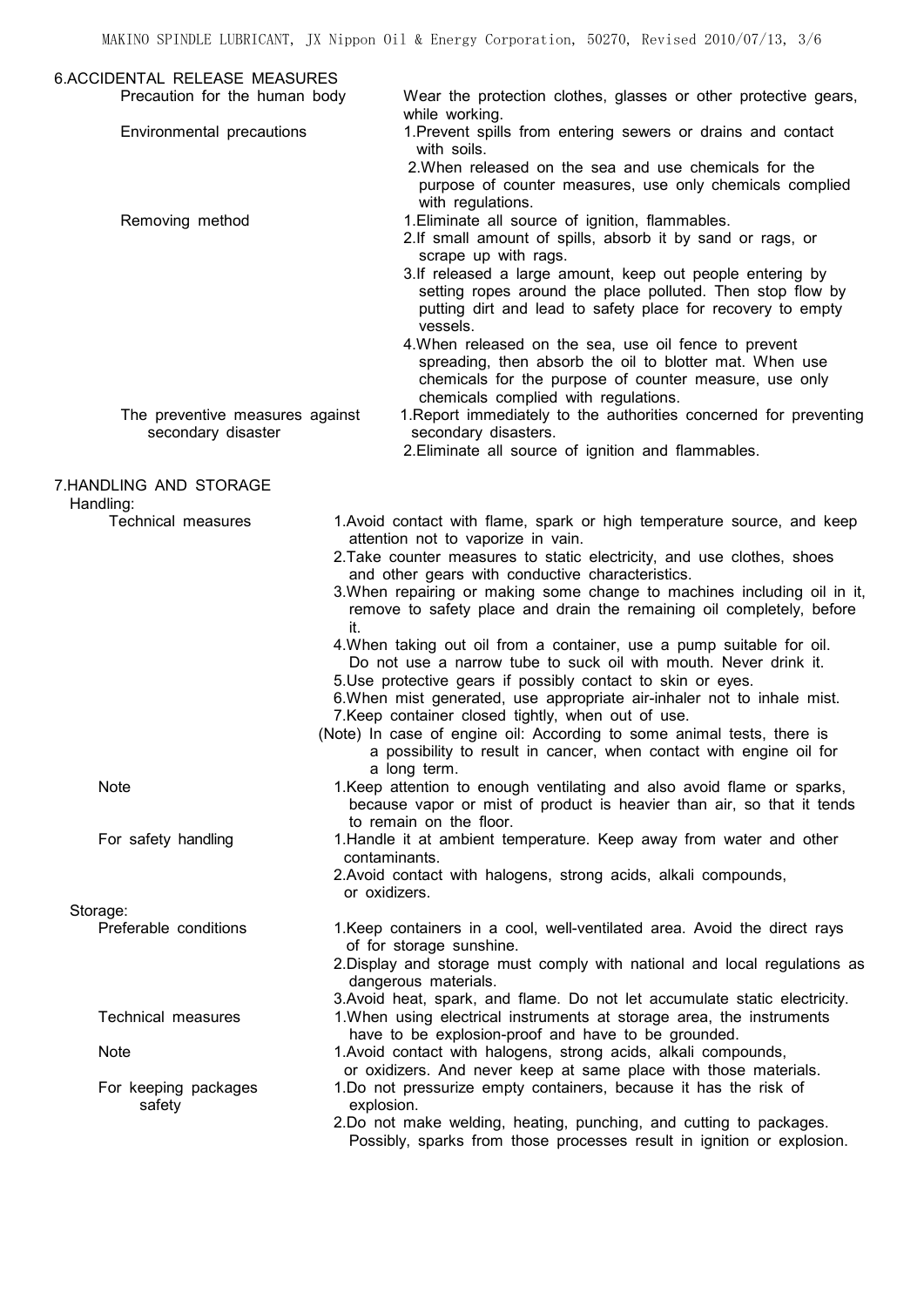## 6.ACCIDENTAL RELEASE MEASURES

**Precaution for the human body**

Wear the protection clothes, glasses or other protective gears, while working.

**Environmental precautions**

1.Prevent spills from entering sewers or drains and contact with soils.
2.When released on the sea and use chemicals for the purpose of counter measures, use only chemicals complied with regulations.

**Removing method**

1.Eliminate all source of ignition, flammables.
2.If small amount of spills, absorb it by sand or rags, or scrape up with rags.
3.If released a large amount, keep out people entering by setting ropes around the place polluted. Then stop flow by putting dirt and lead to safety place for recovery to empty vessels.
4.When released on the sea, use oil fence to prevent spreading, then absorb the oil to blotter mat. When use chemicals for the purpose of counter measure, use only chemicals complied with regulations.

**The preventive measures against secondary disaster**

1.Report immediately to the authorities concerned for preventing secondary disasters.
2.Eliminate all source of ignition and flammables.

## 7.HANDLING AND STORAGE

### Handling:

**Technical measures**

1.Avoid contact with flame, spark or high temperature source, and keep attention not to vaporize in vain.
2.Take counter measures to static electricity, and use clothes, shoes and other gears with conductive characteristics.
3.When repairing or making some change to machines including oil in it, remove to safety place and drain the remaining oil completely, before it.
4.When taking out oil from a container, use a pump suitable for oil. Do not use a narrow tube to suck oil with mouth. Never drink it.
5.Use protective gears if possibly contact to skin or eyes.
6.When mist generated, use appropriate air-inhaler not to inhale mist.
7.Keep container closed tightly, when out of use.

(Note) In case of engine oil: According to some animal tests, there is a possibility to result in cancer, when contact with engine oil for a long term.

**Note**

1.Keep attention to enough ventilating and also avoid flame or sparks, because vapor or mist of product is heavier than air, so that it tends to remain on the floor.

**For safety handling**

1.Handle it at ambient temperature. Keep away from water and other contaminants.
2.Avoid contact with halogens, strong acids, alkali compounds, or oxidizers.

### Storage:

**Preferable conditions**

1.Keep containers in a cool, well-ventilated area. Avoid the direct rays of for storage sunshine.
2.Display and storage must comply with national and local regulations as dangerous materials.
3.Avoid heat, spark, and flame. Do not let accumulate static electricity.

**Technical measures**

1.When using electrical instruments at storage area, the instruments have to be explosion-proof and have to be grounded.

**Note**

1.Avoid contact with halogens, strong acids, alkali compounds, or oxidizers. And never keep at same place with those materials.

**For keeping packages safety**

1.Do not pressurize empty containers, because it has the risk of explosion.
2.Do not make welding, heating, punching, and cutting to packages. Possibly, sparks from those processes result in ignition or explosion.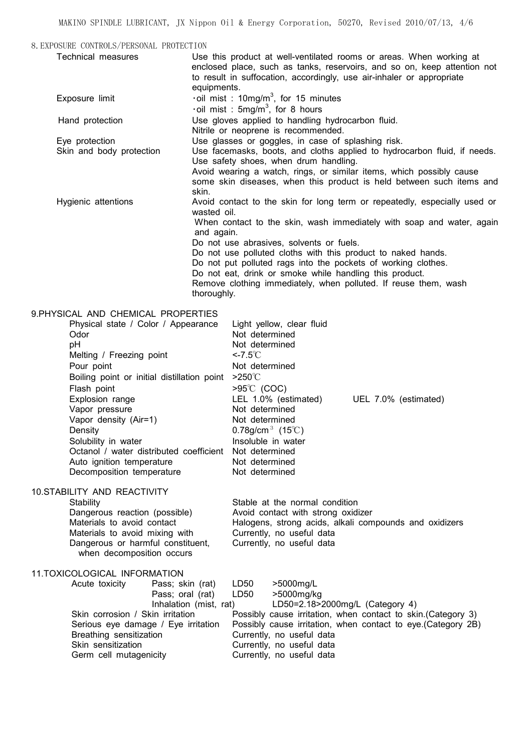## 8. EXPOSURE CONTROLS/PERSONAL PROTECTION

| | |
|---|---|
| Technical measures | Use this product at well-ventilated rooms or areas. When working at enclosed place, such as tanks, reservoirs, and so on, keep attention not to result in suffocation, accordingly, use air-inhaler or appropriate equipments. |
| Exposure limit | ・oil mist : 10mg/m$^3$, for 15 minutes<br>・oil mist : 5mg/m$^3$, for 8 hours |
| Hand protection | Use gloves applied to handling hydrocarbon fluid.<br>Nitrile or neoprene is recommended. |
| Eye protection | Use glasses or goggles, in case of splashing risk. |
| Skin and body protection | Use facemasks, boots, and cloths applied to hydrocarbon fluid, if needs.<br>Use safety shoes, when drum handling.<br>Avoid wearing a watch, rings, or similar items, which possibly cause some skin diseases, when this product is held between such items and skin. |
| Hygienic attentions | Avoid contact to the skin for long term or repeatedly, especially used or wasted oil.<br>When contact to the skin, wash immediately with soap and water, again and again.<br>Do not use abrasives, solvents or fuels.<br>Do not use polluted cloths with this product to naked hands.<br>Do not put polluted rags into the pockets of working clothes.<br>Do not eat, drink or smoke while handling this product.<br>Remove clothing immediately, when polluted. If reuse them, wash thoroughly. |

## 9. PHYSICAL AND CHEMICAL PROPERTIES

| | |
|---|---|
| Physical state / Color / Appearance | Light yellow, clear fluid |
| Odor | Not determined |
| pH | Not determined |
| Melting / Freezing point | <-7.5℃ |
| Pour point | Not determined |
| Boiling point or initial distillation point | >250℃ |
| Flash point | >95℃ (COC) |
| Explosion range | LEL 1.0% (estimated) UEL 7.0% (estimated) |
| Vapor pressure | Not determined |
| Vapor density (Air=1) | Not determined |
| Density | 0.78g/cm$^3$ (15℃) |
| Solubility in water | Insoluble in water |
| Octanol / water distributed coefficient | Not determined |
| Auto ignition temperature | Not determined |
| Decomposition temperature | Not determined |

## 10. STABILITY AND REACTIVITY

| | |
|---|---|
| Stability | Stable at the normal condition |
| Dangerous reaction (possible) | Avoid contact with strong oxidizer |
| Materials to avoid contact | Halogens, strong acids, alkali compounds and oxidizers |
| Materials to avoid mixing with | Currently, no useful data |
| Dangerous or harmful constituent, when decomposition occurs | Currently, no useful data |

## 11. TOXICOLOGICAL INFORMATION

| | |
|---|---|
| Acute toxicity | Pass; skin (rat) LD50 >5000mg/L<br>Pass; oral (rat) LD50 >5000mg/kg<br>Inhalation (mist, rat) LD50=2.18>2000mg/L (Category 4) |
| Skin corrosion / Skin irritation | Possibly cause irritation, when contact to skin.(Category 3) |
| Serious eye damage / Eye irritation | Possibly cause irritation, when contact to eye.(Category 2B) |
| Breathing sensitization | Currently, no useful data |
| Skin sensitization | Currently, no useful data |
| Germ cell mutagenicity | Currently, no useful data |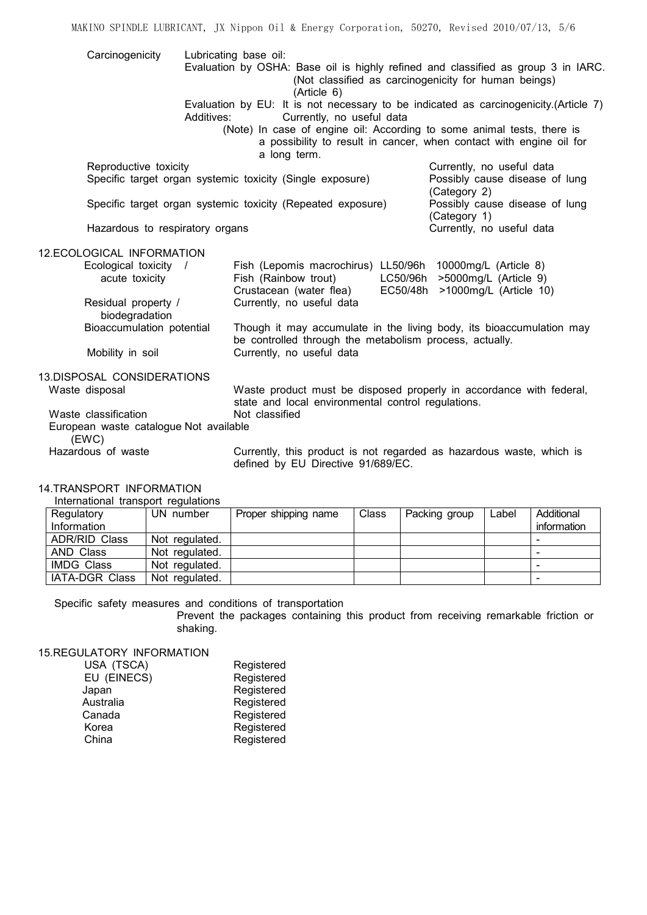Carcinogenicity

Lubricating base oil:

Evaluation by OSHA: Base oil is highly refined and classified as group 3 in IARC. (Not classified as carcinogenicity for human beings) (Article 6)

Evaluation by EU: It is not necessary to be indicated as carcinogenicity.(Article 7)

Additives: Currently, no useful data

(Note) In case of engine oil: According to some animal tests, there is a possibility to result in cancer, when contact with engine oil for a long term.

Reproductive toxicity — Currently, no useful data

Specific target organ systemic toxicity (Single exposure) — Possibly cause disease of lung (Category 2)

Specific target organ systemic toxicity (Repeated exposure) — Possibly cause disease of lung (Category 1)

Hazardous to respiratory organs — Currently, no useful data

## 12.ECOLOGICAL INFORMATION

Ecological toxicity / acute toxicity

- Fish (Lepomis macrochirus) LL50/96h 10000mg/L (Article 8)
- Fish (Rainbow trout) LC50/96h >5000mg/L (Article 9)
- Crustacean (water flea) EC50/48h >1000mg/L (Article 10)

Residual property / biodegradation — Currently, no useful data

Bioaccumulation potential — Though it may accumulate in the living body, its bioaccumulation may be controlled through the metabolism process, actually.

Mobility in soil — Currently, no useful data

## 13.DISPOSAL CONSIDERATIONS

Waste disposal — Waste product must be disposed properly in accordance with federal, state and local environmental control regulations.

Waste classification — Not classified

European waste catalogue (EWC) — Not available

Hazardous of waste — Currently, this product is not regarded as hazardous waste, which is defined by EU Directive 91/689/EC.

## 14.TRANSPORT INFORMATION

International transport regulations

| Regulatory Information | UN number | Proper shipping name | Class | Packing group | Label | Additional information |
|---|---|---|---|---|---|---|
| ADR/RID Class | Not regulated. | | | | | - |
| AND Class | Not regulated. | | | | | - |
| IMDG Class | Not regulated. | | | | | - |
| IATA-DGR Class | Not regulated. | | | | | - |

Specific safety measures and conditions of transportation

Prevent the packages containing this product from receiving remarkable friction or shaking.

## 15.REGULATORY INFORMATION

| | |
|---|---|
| USA (TSCA) | Registered |
| EU (EINECS) | Registered |
| Japan | Registered |
| Australia | Registered |
| Canada | Registered |
| Korea | Registered |
| China | Registered |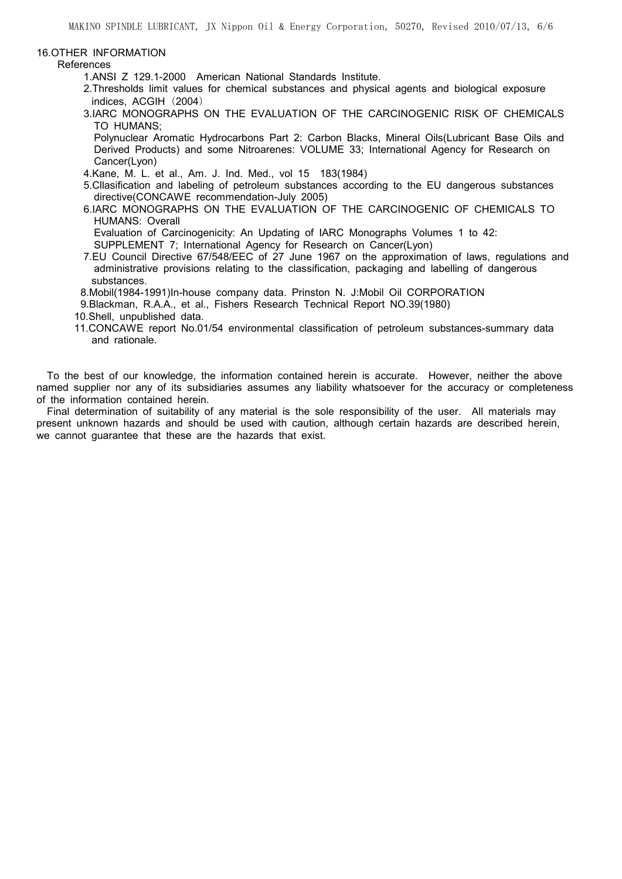## 16.OTHER INFORMATION

References

1. ANSI Z 129.1-2000 American National Standards Institute.
2. Thresholds limit values for chemical substances and physical agents and biological exposure indices, ACGIH（2004）
3. IARC MONOGRAPHS ON THE EVALUATION OF THE CARCINOGENIC RISK OF CHEMICALS TO HUMANS;
   Polynuclear Aromatic Hydrocarbons Part 2: Carbon Blacks, Mineral Oils(Lubricant Base Oils and Derived Products) and some Nitroarenes: VOLUME 33; International Agency for Research on Cancer(Lyon)
4. Kane, M. L. et al., Am. J. Ind. Med., vol 15 183(1984)
5. Cllasification and labeling of petroleum substances according to the EU dangerous substances directive(CONCAWE recommendation-July 2005)
6. IARC MONOGRAPHS ON THE EVALUATION OF THE CARCINOGENIC OF CHEMICALS TO HUMANS: Overall
   Evaluation of Carcinogenicity: An Updating of IARC Monographs Volumes 1 to 42:
   SUPPLEMENT 7; International Agency for Research on Cancer(Lyon)
7. EU Council Directive 67/548/EEC of 27 June 1967 on the approximation of laws, regulations and administrative provisions relating to the classification, packaging and labelling of dangerous substances.
8. Mobil(1984-1991)In-house company data. Prinston N. J:Mobil Oil CORPORATION
9. Blackman, R.A.A., et al., Fishers Research Technical Report NO.39(1980)
10. Shell, unpublished data.
11. CONCAWE report No.01/54 environmental classification of petroleum substances-summary data and rationale.

To the best of our knowledge, the information contained herein is accurate. However, neither the above named supplier nor any of its subsidiaries assumes any liability whatsoever for the accuracy or completeness of the information contained herein.

Final determination of suitability of any material is the sole responsibility of the user. All materials may present unknown hazards and should be used with caution, although certain hazards are described herein, we cannot guarantee that these are the hazards that exist.